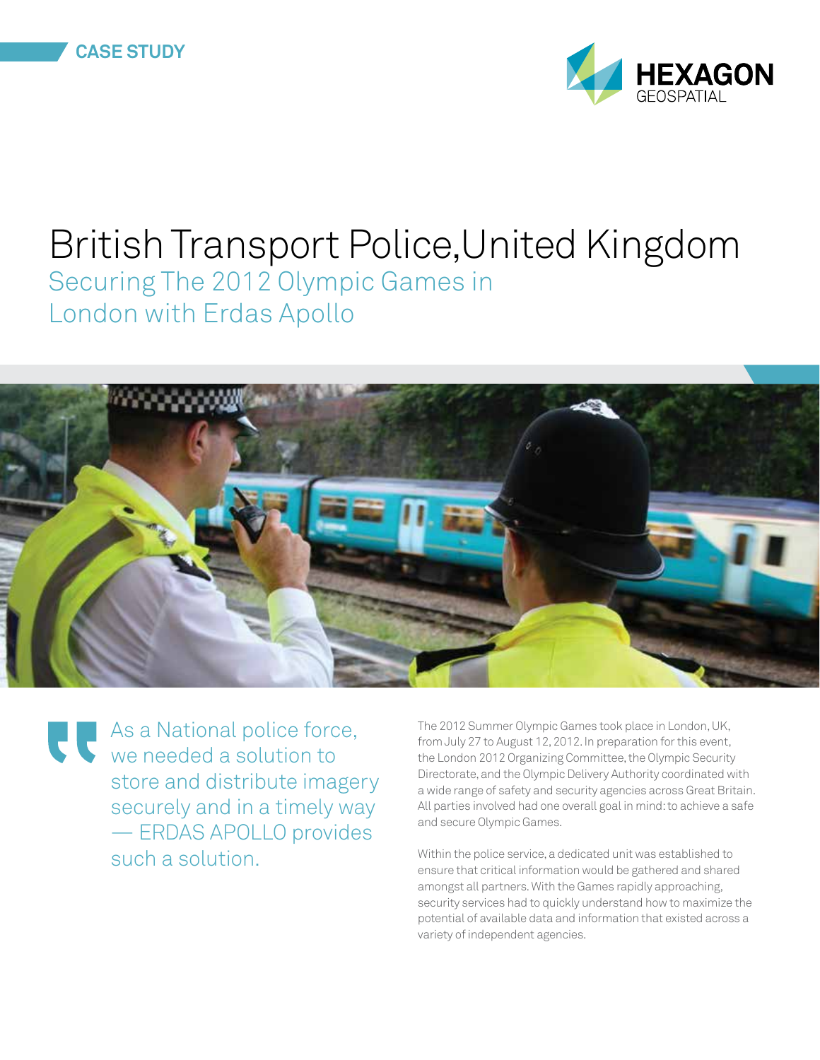CASE STUDY

HEXAGON GEOSPATIAL

# British Transport Police, United Kingdom

## Securing The 2012 Olympic Games in London with Erdas Apollo

> As a National police force, we needed a solution to store and distribute imagery securely and in a timely way — ERDAS APOLLO provides such a solution.

The 2012 Summer Olympic Games took place in London, UK, from July 27 to August 12, 2012. In preparation for this event, the London 2012 Organizing Committee, the Olympic Security Directorate, and the Olympic Delivery Authority coordinated with a wide range of safety and security agencies across Great Britain. All parties involved had one overall goal in mind: to achieve a safe and secure Olympic Games.

Within the police service, a dedicated unit was established to ensure that critical information would be gathered and shared amongst all partners. With the Games rapidly approaching, security services had to quickly understand how to maximize the potential of available data and information that existed across a variety of independent agencies.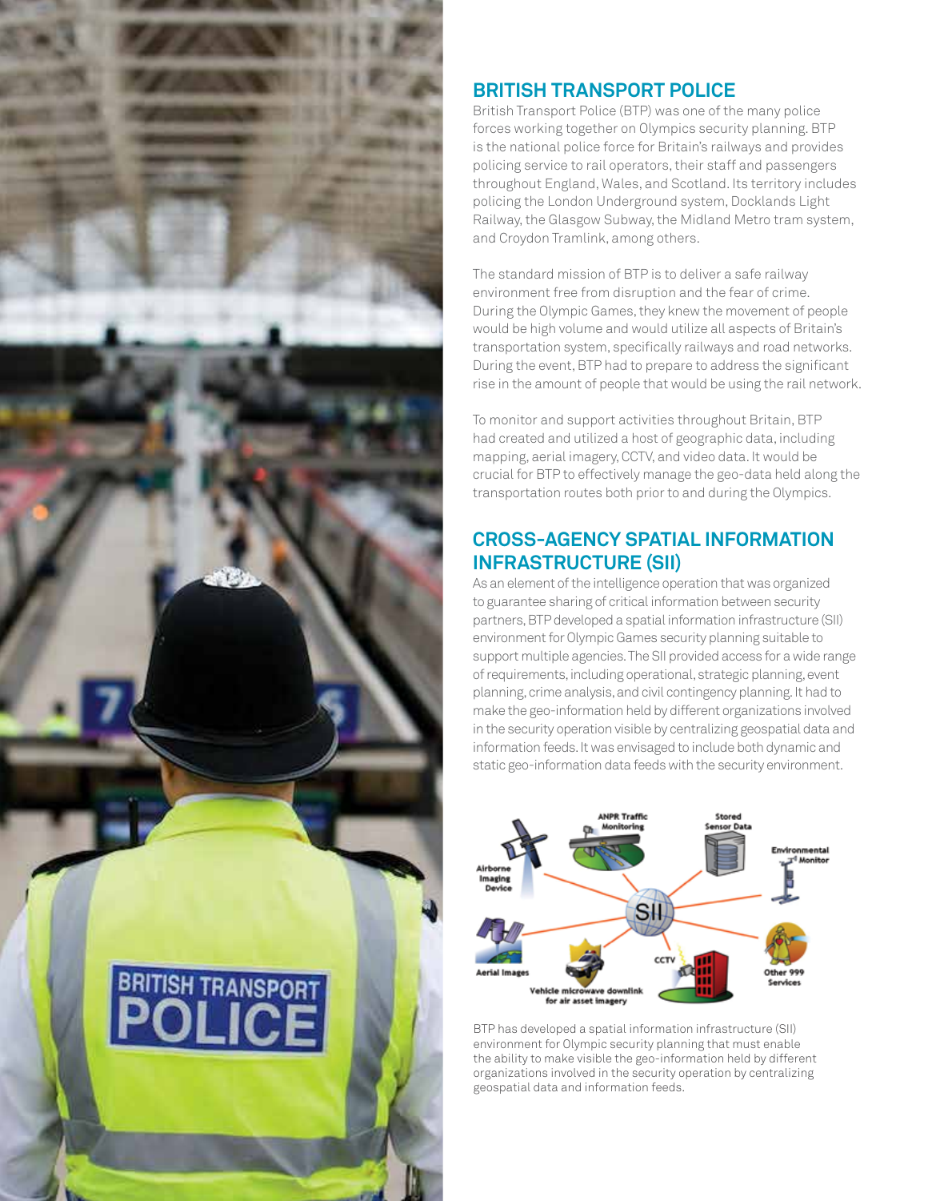## BRITISH TRANSPORT POLICE

British Transport Police (BTP) was one of the many police forces working together on Olympics security planning. BTP is the national police force for Britain's railways and provides policing service to rail operators, their staff and passengers throughout England, Wales, and Scotland. Its territory includes policing the London Underground system, Docklands Light Railway, the Glasgow Subway, the Midland Metro tram system, and Croydon Tramlink, among others.

The standard mission of BTP is to deliver a safe railway environment free from disruption and the fear of crime. During the Olympic Games, they knew the movement of people would be high volume and would utilize all aspects of Britain's transportation system, specifically railways and road networks. During the event, BTP had to prepare to address the significant rise in the amount of people that would be using the rail network.

To monitor and support activities throughout Britain, BTP had created and utilized a host of geographic data, including mapping, aerial imagery, CCTV, and video data. It would be crucial for BTP to effectively manage the geo-data held along the transportation routes both prior to and during the Olympics.

## CROSS-AGENCY SPATIAL INFORMATION INFRASTRUCTURE (SII)

As an element of the intelligence operation that was organized to guarantee sharing of critical information between security partners, BTP developed a spatial information infrastructure (SII) environment for Olympic Games security planning suitable to support multiple agencies. The SII provided access for a wide range of requirements, including operational, strategic planning, event planning, crime analysis, and civil contingency planning. It had to make the geo-information held by different organizations involved in the security operation visible by centralizing geospatial data and information feeds. It was envisaged to include both dynamic and static geo-information data feeds with the security environment.

BTP has developed a spatial information infrastructure (SII) environment for Olympic security planning that must enable the ability to make visible the geo-information held by different organizations involved in the security operation by centralizing geospatial data and information feeds.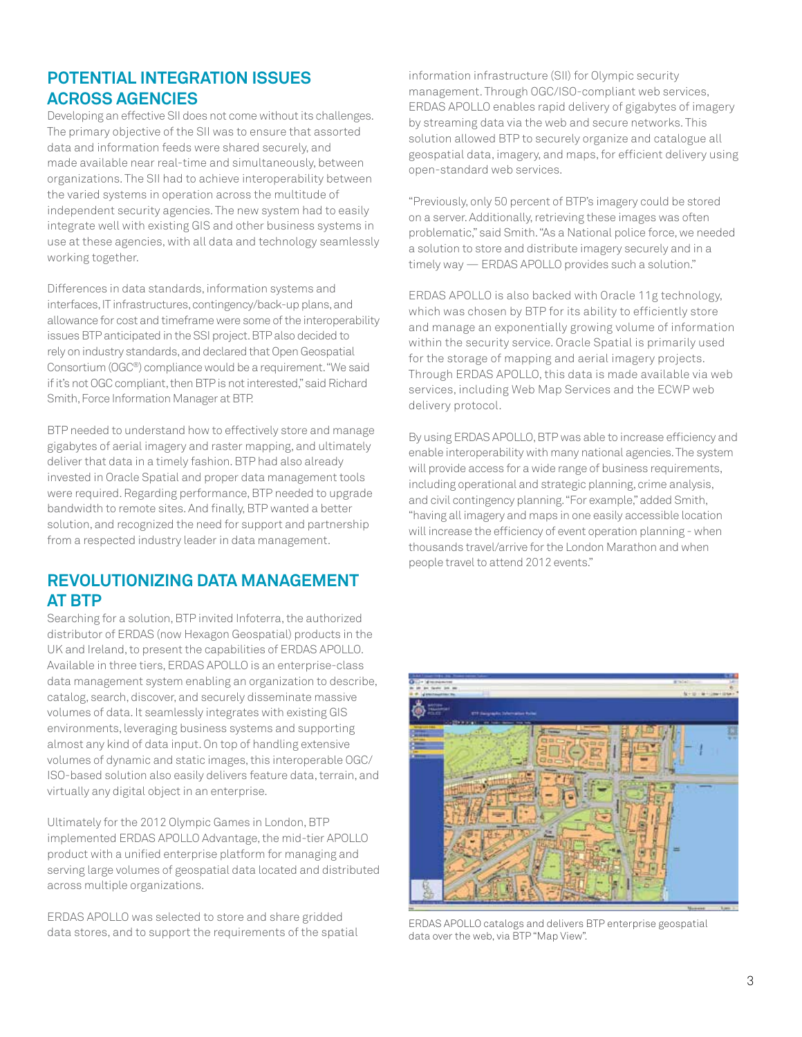## POTENTIAL INTEGRATION ISSUES ACROSS AGENCIES

Developing an effective SII does not come without its challenges. The primary objective of the SII was to ensure that assorted data and information feeds were shared securely, and made available near real-time and simultaneously, between organizations. The SII had to achieve interoperability between the varied systems in operation across the multitude of independent security agencies. The new system had to easily integrate well with existing GIS and other business systems in use at these agencies, with all data and technology seamlessly working together.

Differences in data standards, information systems and interfaces, IT infrastructures, contingency/back-up plans, and allowance for cost and timeframe were some of the interoperability issues BTP anticipated in the SSI project. BTP also decided to rely on industry standards, and declared that Open Geospatial Consortium (OGC®) compliance would be a requirement. "We said if it's not OGC compliant, then BTP is not interested," said Richard Smith, Force Information Manager at BTP.

BTP needed to understand how to effectively store and manage gigabytes of aerial imagery and raster mapping, and ultimately deliver that data in a timely fashion. BTP had also already invested in Oracle Spatial and proper data management tools were required. Regarding performance, BTP needed to upgrade bandwidth to remote sites. And finally, BTP wanted a better solution, and recognized the need for support and partnership from a respected industry leader in data management.

## REVOLUTIONIZING DATA MANAGEMENT AT BTP

Searching for a solution, BTP invited Infoterra, the authorized distributor of ERDAS (now Hexagon Geospatial) products in the UK and Ireland, to present the capabilities of ERDAS APOLLO. Available in three tiers, ERDAS APOLLO is an enterprise-class data management system enabling an organization to describe, catalog, search, discover, and securely disseminate massive volumes of data. It seamlessly integrates with existing GIS environments, leveraging business systems and supporting almost any kind of data input. On top of handling extensive volumes of dynamic and static images, this interoperable OGC/ISO-based solution also easily delivers feature data, terrain, and virtually any digital object in an enterprise.

Ultimately for the 2012 Olympic Games in London, BTP implemented ERDAS APOLLO Advantage, the mid-tier APOLLO product with a unified enterprise platform for managing and serving large volumes of geospatial data located and distributed across multiple organizations.

ERDAS APOLLO was selected to store and share gridded data stores, and to support the requirements of the spatial information infrastructure (SII) for Olympic security management. Through OGC/ISO-compliant web services, ERDAS APOLLO enables rapid delivery of gigabytes of imagery by streaming data via the web and secure networks. This solution allowed BTP to securely organize and catalogue all geospatial data, imagery, and maps, for efficient delivery using open-standard web services.

"Previously, only 50 percent of BTP's imagery could be stored on a server. Additionally, retrieving these images was often problematic," said Smith. "As a National police force, we needed a solution to store and distribute imagery securely and in a timely way — ERDAS APOLLO provides such a solution."

ERDAS APOLLO is also backed with Oracle 11g technology, which was chosen by BTP for its ability to efficiently store and manage an exponentially growing volume of information within the security service. Oracle Spatial is primarily used for the storage of mapping and aerial imagery projects. Through ERDAS APOLLO, this data is made available via web services, including Web Map Services and the ECWP web delivery protocol.

By using ERDAS APOLLO, BTP was able to increase efficiency and enable interoperability with many national agencies. The system will provide access for a wide range of business requirements, including operational and strategic planning, crime analysis, and civil contingency planning. "For example," added Smith, "having all imagery and maps in one easily accessible location will increase the efficiency of event operation planning - when thousands travel/arrive for the London Marathon and when people travel to attend 2012 events."

ERDAS APOLLO catalogs and delivers BTP enterprise geospatial data over the web, via BTP "Map View".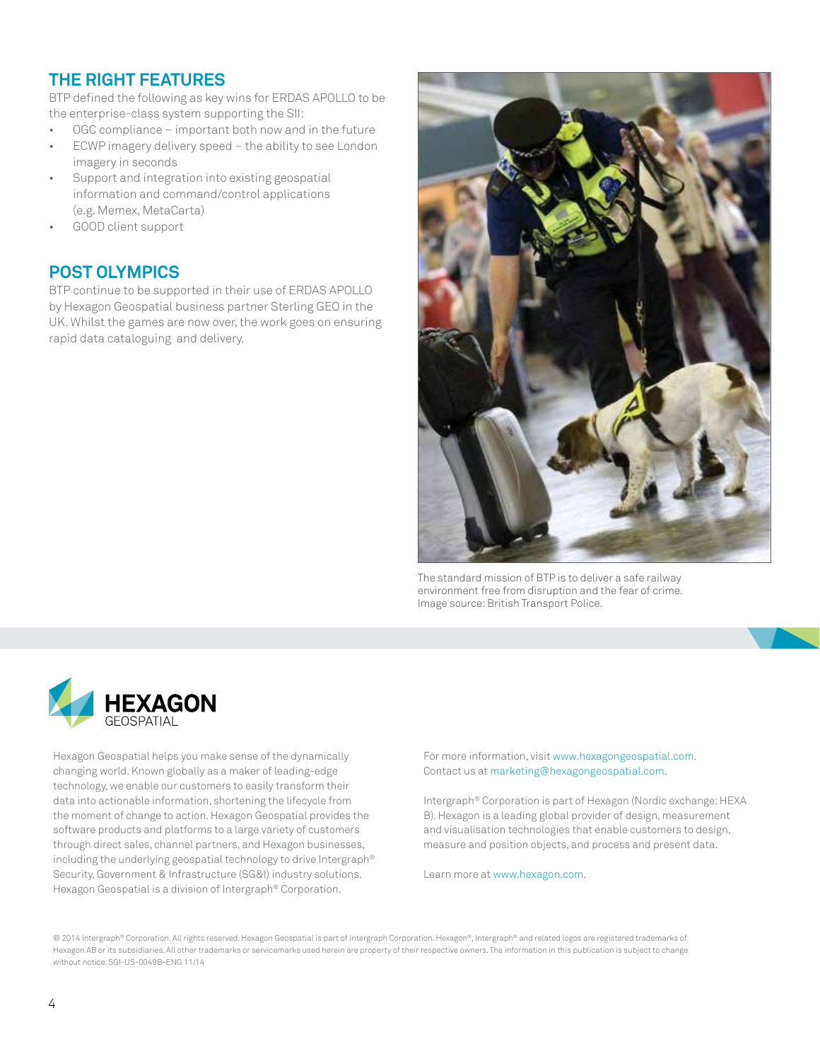## THE RIGHT FEATURES

BTP defined the following as key wins for ERDAS APOLLO to be the enterprise-class system supporting the SII:

- OGC compliance – important both now and in the future
- ECWP imagery delivery speed – the ability to see London imagery in seconds
- Support and integration into existing geospatial information and command/control applications (e.g. Memex, MetaCarta)
- GOOD client support

## POST OLYMPICS

BTP continue to be supported in their use of ERDAS APOLLO by Hexagon Geospatial business partner Sterling GEO in the UK. Whilst the games are now over, the work goes on ensuring rapid data cataloguing and delivery.

The standard mission of BTP is to deliver a safe railway environment free from disruption and the fear of crime. Image source: British Transport Police.

HEXAGON GEOSPATIAL

Hexagon Geospatial helps you make sense of the dynamically changing world. Known globally as a maker of leading-edge technology, we enable our customers to easily transform their data into actionable information, shortening the lifecycle from the moment of change to action. Hexagon Geospatial provides the software products and platforms to a large variety of customers through direct sales, channel partners, and Hexagon businesses, including the underlying geospatial technology to drive Intergraph® Security, Government & Infrastructure (SG&I) industry solutions. Hexagon Geospatial is a division of Intergraph® Corporation.

For more information, visit www.hexagongeospatial.com. Contact us at marketing@hexagongeospatial.com.

Intergraph® Corporation is part of Hexagon (Nordic exchange: HEXA B). Hexagon is a leading global provider of design, measurement and visualisation technologies that enable customers to design, measure and position objects, and process and present data.

Learn more at www.hexagon.com.

© 2014 Intergraph® Corporation. All rights reserved. Hexagon Geospatial is part of Intergraph Corporation. Hexagon®, Intergraph® and related logos are registered trademarks of Hexagon AB or its subsidiaries. All other trademarks or servicemarks used herein are property of their respective owners. The information in this publication is subject to change without notice. SGI-US-0049B-ENG 11/14